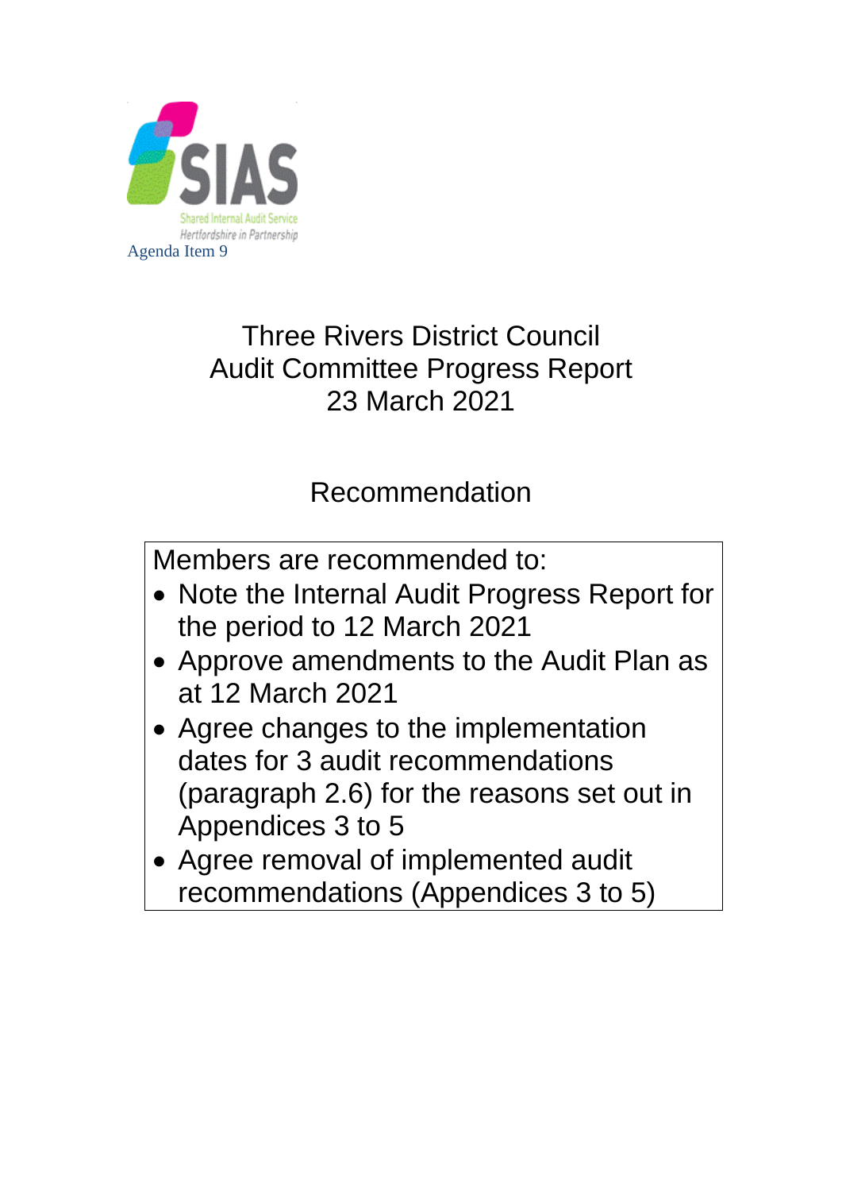SIAS
Shared Internal Audit Service
Hertfordshire in Partnership

Agenda Item 9

# Three Rivers District Council
# Audit Committee Progress Report
# 23 March 2021

## Recommendation

Members are recommended to:

- Note the Internal Audit Progress Report for the period to 12 March 2021
- Approve amendments to the Audit Plan as at 12 March 2021
- Agree changes to the implementation dates for 3 audit recommendations (paragraph 2.6) for the reasons set out in Appendices 3 to 5
- Agree removal of implemented audit recommendations (Appendices 3 to 5)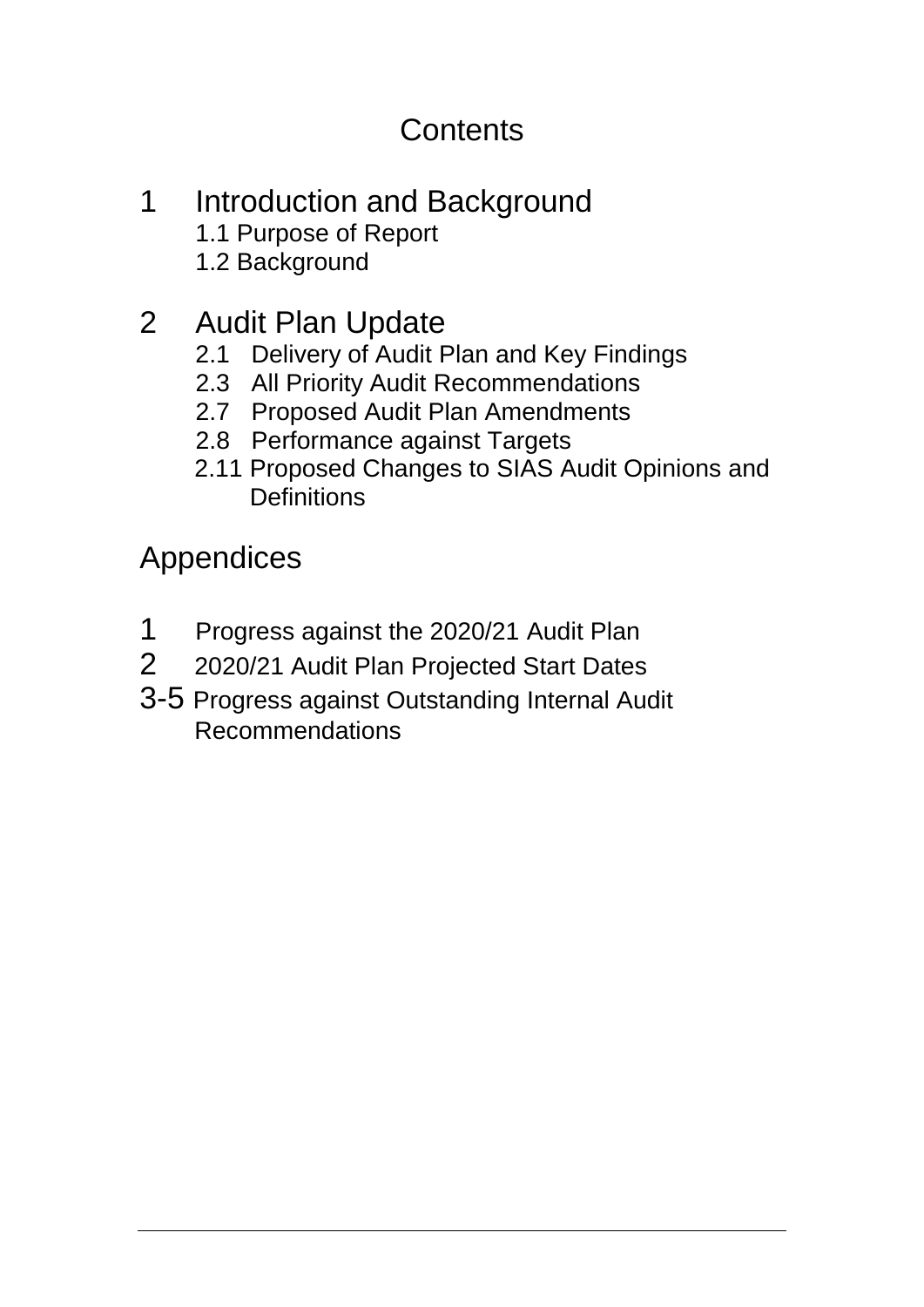# Contents

## 1 Introduction and Background

1.1 Purpose of Report

1.2 Background

## 2 Audit Plan Update

2.1 Delivery of Audit Plan and Key Findings

2.3 All Priority Audit Recommendations

2.7 Proposed Audit Plan Amendments

2.8 Performance against Targets

2.11 Proposed Changes to SIAS Audit Opinions and Definitions

## Appendices

1 Progress against the 2020/21 Audit Plan

2 2020/21 Audit Plan Projected Start Dates

3-5 Progress against Outstanding Internal Audit Recommendations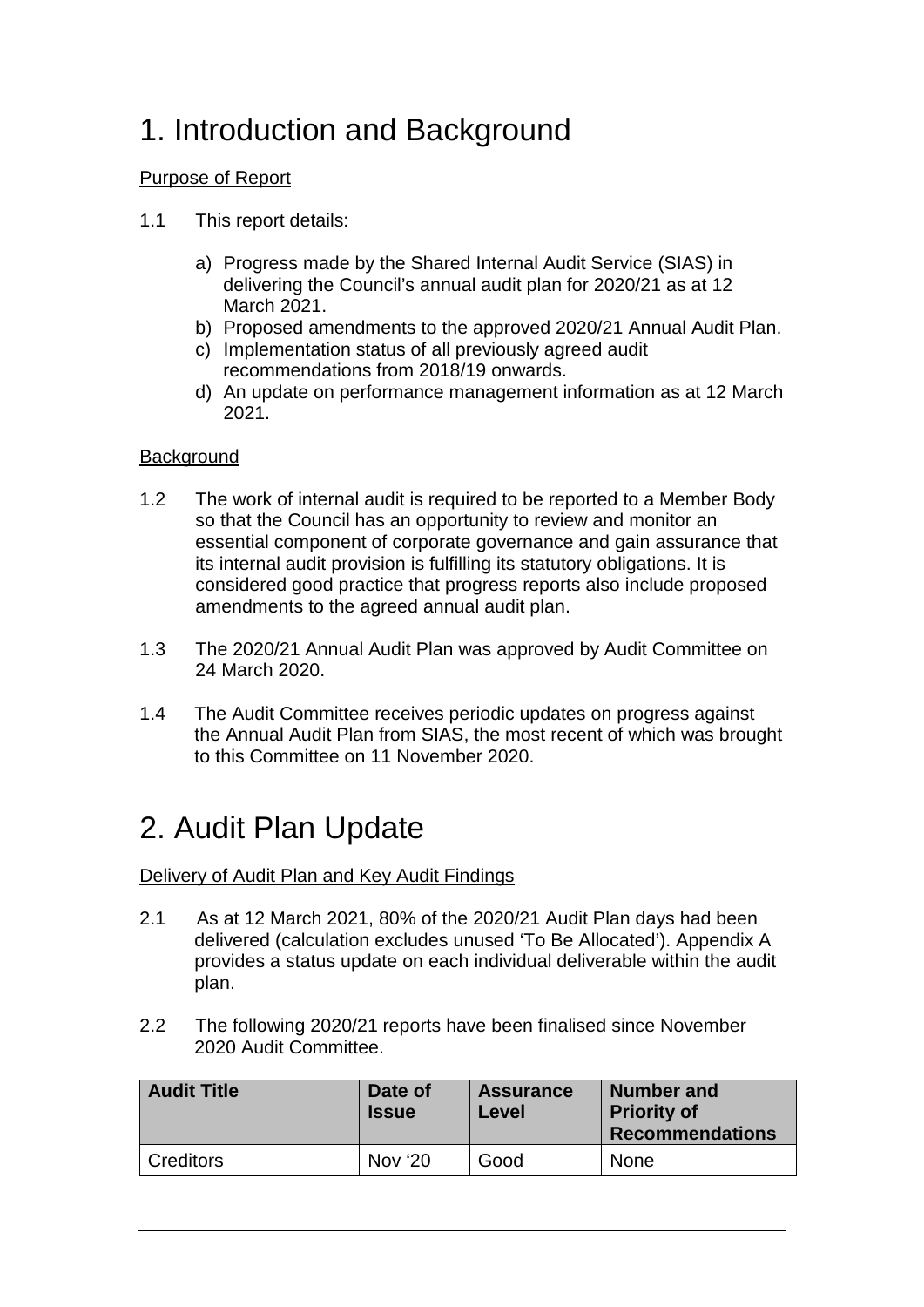# 1. Introduction and Background

Purpose of Report

1.1 This report details:

a) Progress made by the Shared Internal Audit Service (SIAS) in delivering the Council's annual audit plan for 2020/21 as at 12 March 2021.
b) Proposed amendments to the approved 2020/21 Annual Audit Plan.
c) Implementation status of all previously agreed audit recommendations from 2018/19 onwards.
d) An update on performance management information as at 12 March 2021.

Background

1.2 The work of internal audit is required to be reported to a Member Body so that the Council has an opportunity to review and monitor an essential component of corporate governance and gain assurance that its internal audit provision is fulfilling its statutory obligations. It is considered good practice that progress reports also include proposed amendments to the agreed annual audit plan.

1.3 The 2020/21 Annual Audit Plan was approved by Audit Committee on 24 March 2020.

1.4 The Audit Committee receives periodic updates on progress against the Annual Audit Plan from SIAS, the most recent of which was brought to this Committee on 11 November 2020.

# 2. Audit Plan Update

Delivery of Audit Plan and Key Audit Findings

2.1 As at 12 March 2021, 80% of the 2020/21 Audit Plan days had been delivered (calculation excludes unused 'To Be Allocated'). Appendix A provides a status update on each individual deliverable within the audit plan.

2.2 The following 2020/21 reports have been finalised since November 2020 Audit Committee.

| Audit Title | Date of Issue | Assurance Level | Number and Priority of Recommendations |
|---|---|---|---|
| Creditors | Nov '20 | Good | None |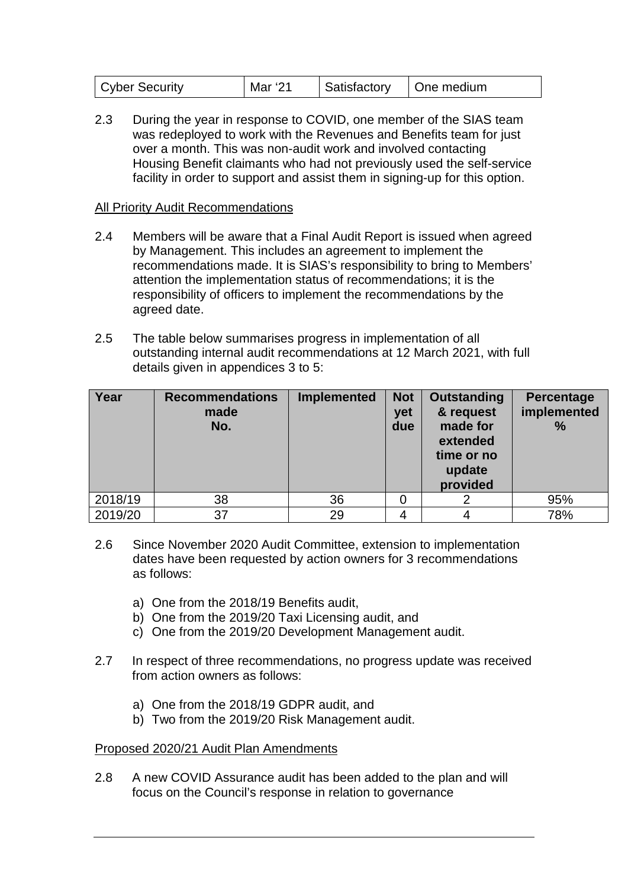| Cyber Security | Mar '21 | Satisfactory | One medium |
|---|---|---|---|

2.3 During the year in response to COVID, one member of the SIAS team was redeployed to work with the Revenues and Benefits team for just over a month. This was non-audit work and involved contacting Housing Benefit claimants who had not previously used the self-service facility in order to support and assist them in signing-up for this option.

## All Priority Audit Recommendations

2.4 Members will be aware that a Final Audit Report is issued when agreed by Management. This includes an agreement to implement the recommendations made. It is SIAS's responsibility to bring to Members' attention the implementation status of recommendations; it is the responsibility of officers to implement the recommendations by the agreed date.

2.5 The table below summarises progress in implementation of all outstanding internal audit recommendations at 12 March 2021, with full details given in appendices 3 to 5:

| Year | Recommendations made No. | Implemented | Not yet due | Outstanding & request made for extended time or no update provided | Percentage implemented % |
|---|---|---|---|---|---|
| 2018/19 | 38 | 36 | 0 | 2 | 95% |
| 2019/20 | 37 | 29 | 4 | 4 | 78% |

2.6 Since November 2020 Audit Committee, extension to implementation dates have been requested by action owners for 3 recommendations as follows:

a) One from the 2018/19 Benefits audit,
b) One from the 2019/20 Taxi Licensing audit, and
c) One from the 2019/20 Development Management audit.

2.7 In respect of three recommendations, no progress update was received from action owners as follows:

a) One from the 2018/19 GDPR audit, and
b) Two from the 2019/20 Risk Management audit.

## Proposed 2020/21 Audit Plan Amendments

2.8 A new COVID Assurance audit has been added to the plan and will focus on the Council's response in relation to governance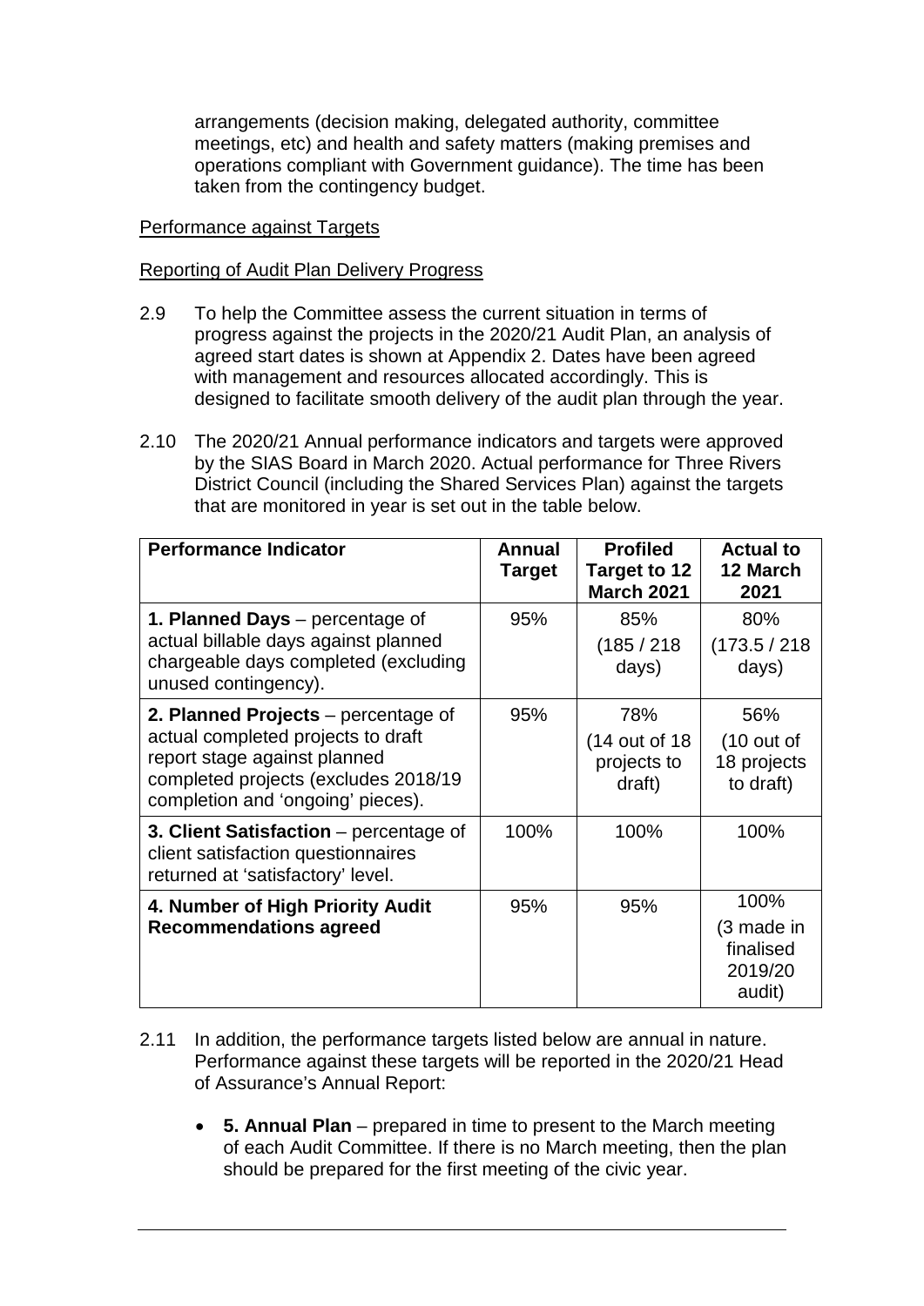arrangements (decision making, delegated authority, committee meetings, etc) and health and safety matters (making premises and operations compliant with Government guidance). The time has been taken from the contingency budget.

Performance against Targets

Reporting of Audit Plan Delivery Progress

2.9 To help the Committee assess the current situation in terms of progress against the projects in the 2020/21 Audit Plan, an analysis of agreed start dates is shown at Appendix 2. Dates have been agreed with management and resources allocated accordingly. This is designed to facilitate smooth delivery of the audit plan through the year.

2.10 The 2020/21 Annual performance indicators and targets were approved by the SIAS Board in March 2020. Actual performance for Three Rivers District Council (including the Shared Services Plan) against the targets that are monitored in year is set out in the table below.

| Performance Indicator | Annual Target | Profiled Target to 12 March 2021 | Actual to 12 March 2021 |
|---|---|---|---|
| **1. Planned Days** – percentage of actual billable days against planned chargeable days completed (excluding unused contingency). | 95% | 85% (185 / 218 days) | 80% (173.5 / 218 days) |
| **2. Planned Projects** – percentage of actual completed projects to draft report stage against planned completed projects (excludes 2018/19 completion and 'ongoing' pieces). | 95% | 78% (14 out of 18 projects to draft) | 56% (10 out of 18 projects to draft) |
| **3. Client Satisfaction** – percentage of client satisfaction questionnaires returned at 'satisfactory' level. | 100% | 100% | 100% |
| **4. Number of High Priority Audit Recommendations agreed** | 95% | 95% | 100% (3 made in finalised 2019/20 audit) |

2.11 In addition, the performance targets listed below are annual in nature. Performance against these targets will be reported in the 2020/21 Head of Assurance's Annual Report:

- **5. Annual Plan** – prepared in time to present to the March meeting of each Audit Committee. If there is no March meeting, then the plan should be prepared for the first meeting of the civic year.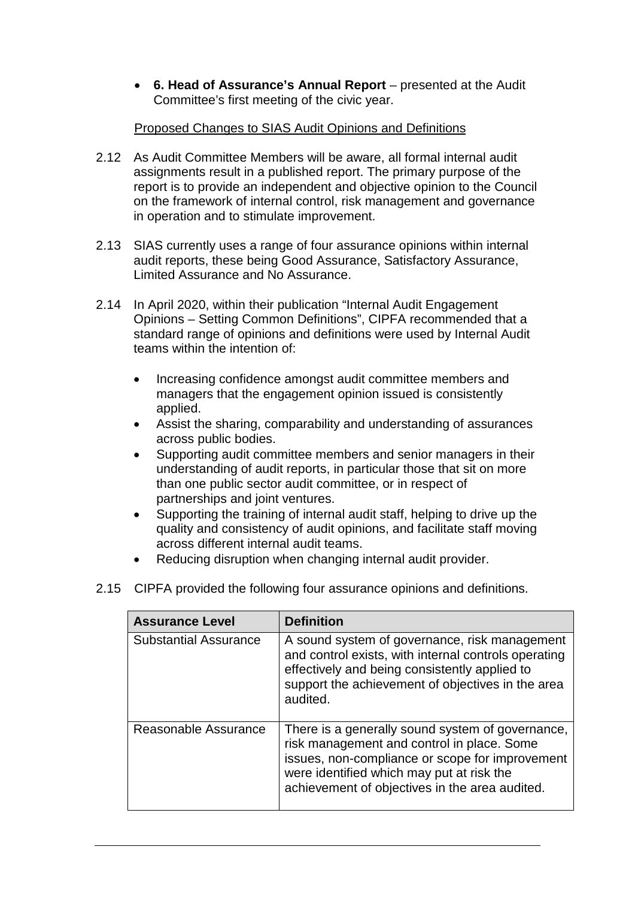- **6. Head of Assurance's Annual Report** – presented at the Audit Committee's first meeting of the civic year.

Proposed Changes to SIAS Audit Opinions and Definitions

2.12 As Audit Committee Members will be aware, all formal internal audit assignments result in a published report. The primary purpose of the report is to provide an independent and objective opinion to the Council on the framework of internal control, risk management and governance in operation and to stimulate improvement.

2.13 SIAS currently uses a range of four assurance opinions within internal audit reports, these being Good Assurance, Satisfactory Assurance, Limited Assurance and No Assurance.

2.14 In April 2020, within their publication "Internal Audit Engagement Opinions – Setting Common Definitions", CIPFA recommended that a standard range of opinions and definitions were used by Internal Audit teams within the intention of:

- Increasing confidence amongst audit committee members and managers that the engagement opinion issued is consistently applied.
- Assist the sharing, comparability and understanding of assurances across public bodies.
- Supporting audit committee members and senior managers in their understanding of audit reports, in particular those that sit on more than one public sector audit committee, or in respect of partnerships and joint ventures.
- Supporting the training of internal audit staff, helping to drive up the quality and consistency of audit opinions, and facilitate staff moving across different internal audit teams.
- Reducing disruption when changing internal audit provider.

2.15 CIPFA provided the following four assurance opinions and definitions.

| Assurance Level | Definition |
|---|---|
| Substantial Assurance | A sound system of governance, risk management and control exists, with internal controls operating effectively and being consistently applied to support the achievement of objectives in the area audited. |
| Reasonable Assurance | There is a generally sound system of governance, risk management and control in place. Some issues, non-compliance or scope for improvement were identified which may put at risk the achievement of objectives in the area audited. |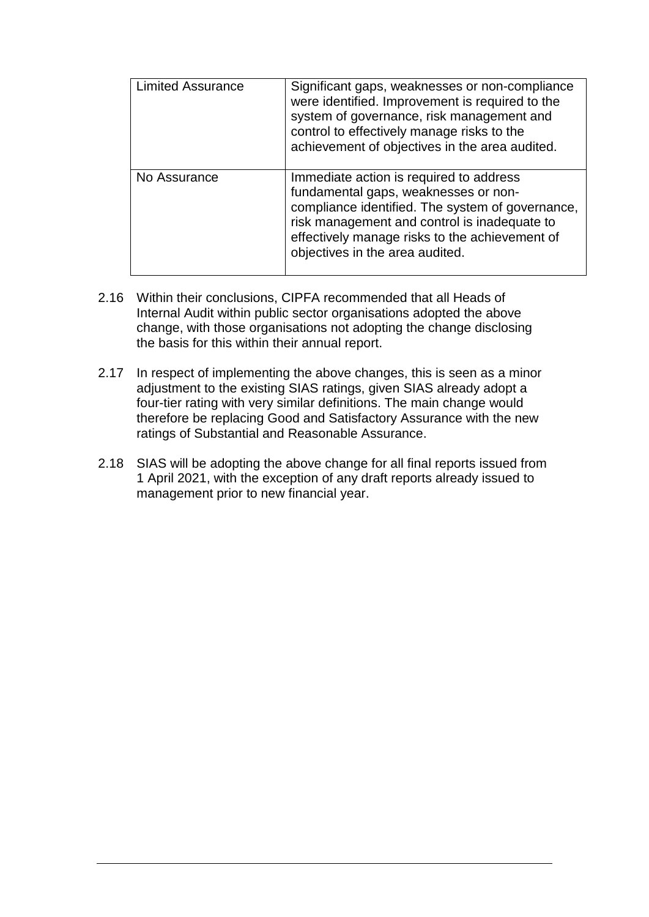| | |
|---|---|
| Limited Assurance | Significant gaps, weaknesses or non-compliance were identified. Improvement is required to the system of governance, risk management and control to effectively manage risks to the achievement of objectives in the area audited. |
| No Assurance | Immediate action is required to address fundamental gaps, weaknesses or non-compliance identified. The system of governance, risk management and control is inadequate to effectively manage risks to the achievement of objectives in the area audited. |

2.16 Within their conclusions, CIPFA recommended that all Heads of Internal Audit within public sector organisations adopted the above change, with those organisations not adopting the change disclosing the basis for this within their annual report.

2.17 In respect of implementing the above changes, this is seen as a minor adjustment to the existing SIAS ratings, given SIAS already adopt a four-tier rating with very similar definitions. The main change would therefore be replacing Good and Satisfactory Assurance with the new ratings of Substantial and Reasonable Assurance.

2.18 SIAS will be adopting the above change for all final reports issued from 1 April 2021, with the exception of any draft reports already issued to management prior to new financial year.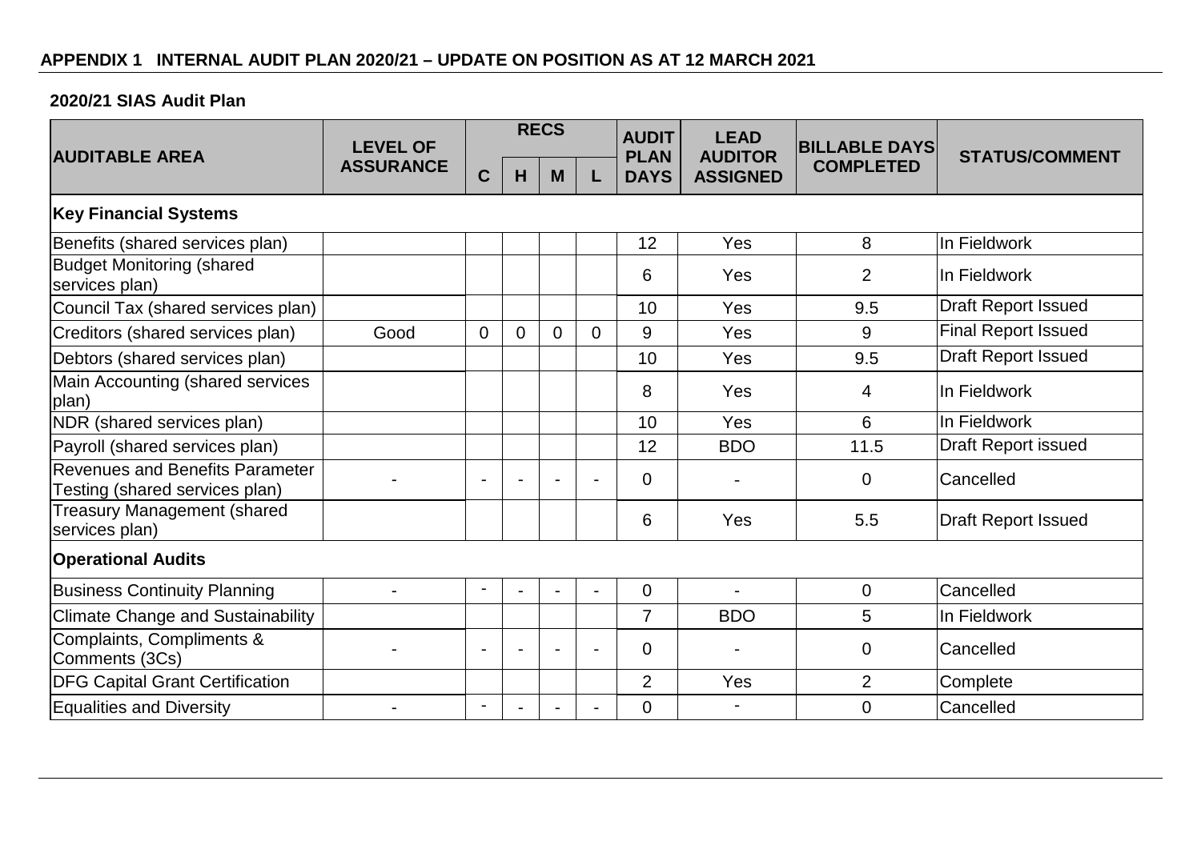## APPENDIX 1 INTERNAL AUDIT PLAN 2020/21 – UPDATE ON POSITION AS AT 12 MARCH 2021

### 2020/21 SIAS Audit Plan

| AUDITABLE AREA | LEVEL OF ASSURANCE | RECS | | | | AUDIT PLAN DAYS | LEAD AUDITOR ASSIGNED | BILLABLE DAYS COMPLETED | STATUS/COMMENT |
|---|---|---|---|---|---|---|---|---|---|
| | | C | H | M | L | | | | |
| **Key Financial Systems** | | | | | | | | | |
| Benefits (shared services plan) | | | | | | 12 | Yes | 8 | In Fieldwork |
| Budget Monitoring (shared services plan) | | | | | | 6 | Yes | 2 | In Fieldwork |
| Council Tax (shared services plan) | | | | | | 10 | Yes | 9.5 | Draft Report Issued |
| Creditors (shared services plan) | Good | 0 | 0 | 0 | 0 | 9 | Yes | 9 | Final Report Issued |
| Debtors (shared services plan) | | | | | | 10 | Yes | 9.5 | Draft Report Issued |
| Main Accounting (shared services plan) | | | | | | 8 | Yes | 4 | In Fieldwork |
| NDR (shared services plan) | | | | | | 10 | Yes | 6 | In Fieldwork |
| Payroll (shared services plan) | | | | | | 12 | BDO | 11.5 | Draft Report issued |
| Revenues and Benefits Parameter Testing (shared services plan) | - | - | - | - | - | 0 | - | 0 | Cancelled |
| Treasury Management (shared services plan) | | | | | | 6 | Yes | 5.5 | Draft Report Issued |
| **Operational Audits** | | | | | | | | | |
| Business Continuity Planning | - | - | - | - | - | 0 | - | 0 | Cancelled |
| Climate Change and Sustainability | | | | | | 7 | BDO | 5 | In Fieldwork |
| Complaints, Compliments & Comments (3Cs) | - | - | - | - | - | 0 | - | 0 | Cancelled |
| DFG Capital Grant Certification | | | | | | 2 | Yes | 2 | Complete |
| Equalities and Diversity | - | - | - | - | - | 0 | - | 0 | Cancelled |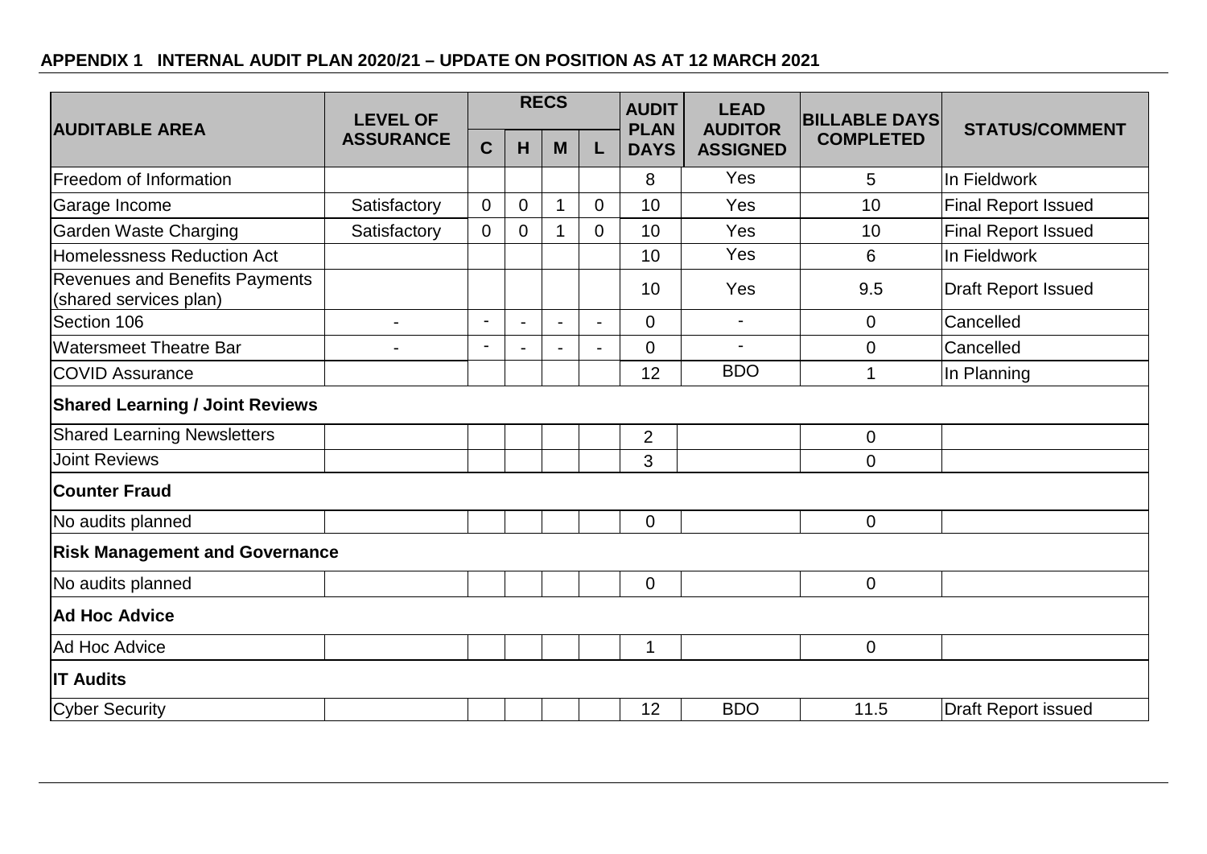**APPENDIX 1 INTERNAL AUDIT PLAN 2020/21 – UPDATE ON POSITION AS AT 12 MARCH 2021**

| AUDITABLE AREA | LEVEL OF ASSURANCE | RECS | | | | AUDIT PLAN DAYS | LEAD AUDITOR ASSIGNED | BILLABLE DAYS COMPLETED | STATUS/COMMENT |
|---|---|---|---|---|---|---|---|---|---|
| | | C | H | M | L | | | | |
| Freedom of Information | | | | | | 8 | Yes | 5 | In Fieldwork |
| Garage Income | Satisfactory | 0 | 0 | 1 | 0 | 10 | Yes | 10 | Final Report Issued |
| Garden Waste Charging | Satisfactory | 0 | 0 | 1 | 0 | 10 | Yes | 10 | Final Report Issued |
| Homelessness Reduction Act | | | | | | 10 | Yes | 6 | In Fieldwork |
| Revenues and Benefits Payments (shared services plan) | | | | | | 10 | Yes | 9.5 | Draft Report Issued |
| Section 106 | - | - | - | - | - | 0 | - | 0 | Cancelled |
| Watersmeet Theatre Bar | - | - | - | - | - | 0 | - | 0 | Cancelled |
| COVID Assurance | | | | | | 12 | BDO | 1 | In Planning |
| **Shared Learning / Joint Reviews** | | | | | | | | | |
| Shared Learning Newsletters | | | | | | 2 | | 0 | |
| Joint Reviews | | | | | | 3 | | 0 | |
| **Counter Fraud** | | | | | | | | | |
| No audits planned | | | | | | 0 | | 0 | |
| **Risk Management and Governance** | | | | | | | | | |
| No audits planned | | | | | | 0 | | 0 | |
| **Ad Hoc Advice** | | | | | | | | | |
| Ad Hoc Advice | | | | | | 1 | | 0 | |
| **IT Audits** | | | | | | | | | |
| Cyber Security | | | | | | 12 | BDO | 11.5 | Draft Report issued |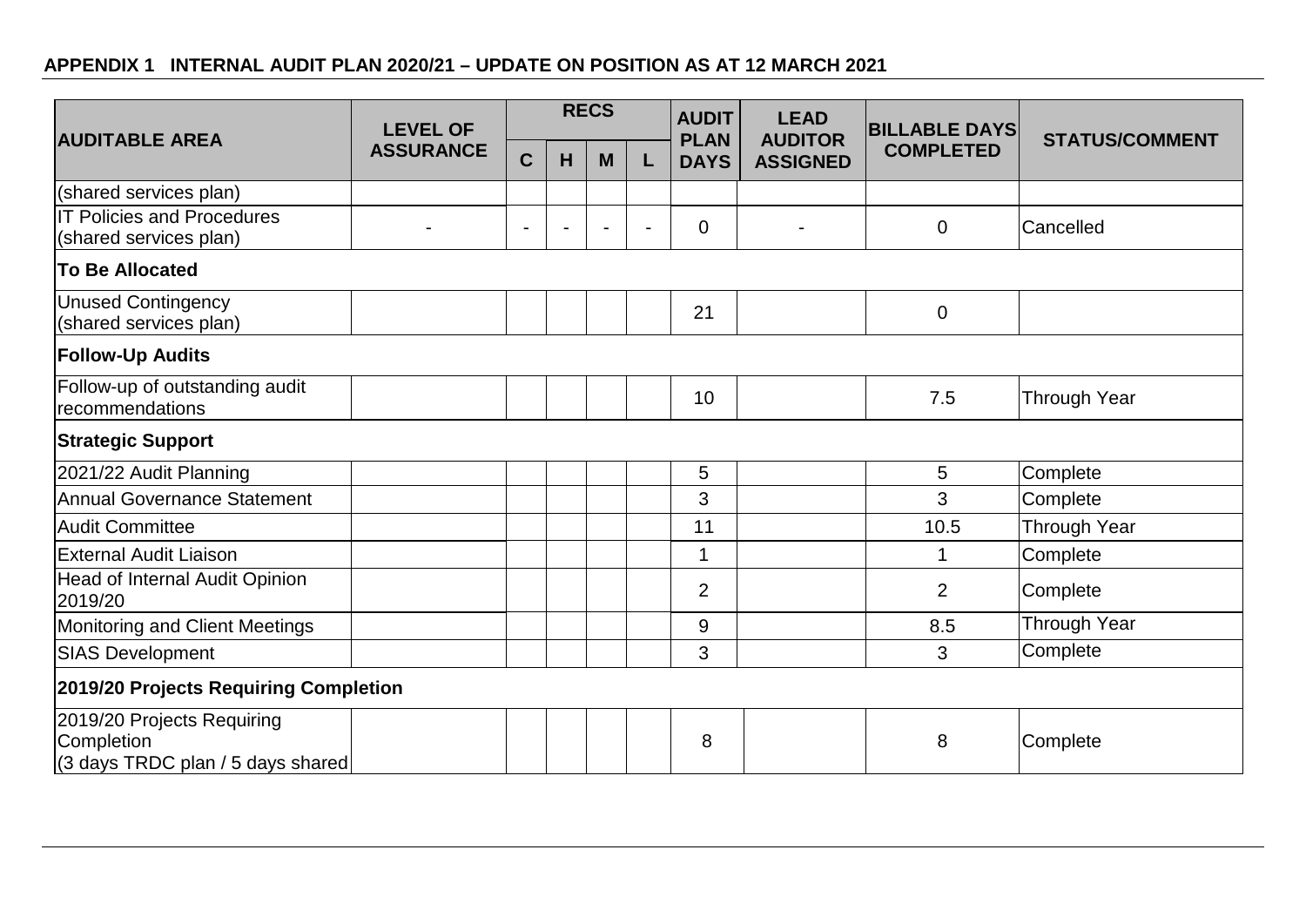## APPENDIX 1 INTERNAL AUDIT PLAN 2020/21 – UPDATE ON POSITION AS AT 12 MARCH 2021

| AUDITABLE AREA | LEVEL OF ASSURANCE | RECS | | | | AUDIT PLAN DAYS | LEAD AUDITOR ASSIGNED | BILLABLE DAYS COMPLETED | STATUS/COMMENT |
|---|---|---|---|---|---|---|---|---|---|
| | | C | H | M | L | | | | |
| (shared services plan) | | | | | | | | | |
| IT Policies and Procedures (shared services plan) | - | - | - | - | - | 0 | - | 0 | Cancelled |
| **To Be Allocated** | | | | | | | | | |
| Unused Contingency (shared services plan) | | | | | | 21 | | 0 | |
| **Follow-Up Audits** | | | | | | | | | |
| Follow-up of outstanding audit recommendations | | | | | | 10 | | 7.5 | Through Year |
| **Strategic Support** | | | | | | | | | |
| 2021/22 Audit Planning | | | | | | 5 | | 5 | Complete |
| Annual Governance Statement | | | | | | 3 | | 3 | Complete |
| Audit Committee | | | | | | 11 | | 10.5 | Through Year |
| External Audit Liaison | | | | | | 1 | | 1 | Complete |
| Head of Internal Audit Opinion 2019/20 | | | | | | 2 | | 2 | Complete |
| Monitoring and Client Meetings | | | | | | 9 | | 8.5 | Through Year |
| SIAS Development | | | | | | 3 | | 3 | Complete |
| **2019/20 Projects Requiring Completion** | | | | | | | | | |
| 2019/20 Projects Requiring Completion (3 days TRDC plan / 5 days shared | | | | | | 8 | | 8 | Complete |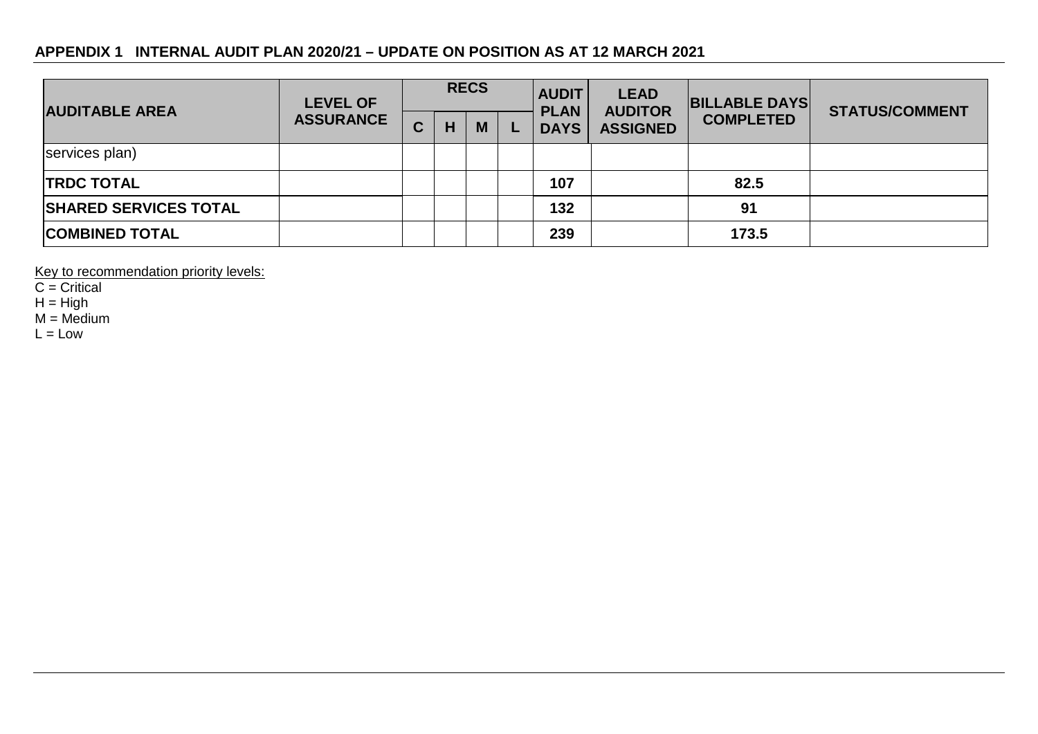**APPENDIX 1 INTERNAL AUDIT PLAN 2020/21 – UPDATE ON POSITION AS AT 12 MARCH 2021**

| AUDITABLE AREA | LEVEL OF ASSURANCE | RECS | | | | AUDIT PLAN DAYS | LEAD AUDITOR ASSIGNED | BILLABLE DAYS COMPLETED | STATUS/COMMENT |
|---|---|---|---|---|---|---|---|---|---|
| | | C | H | M | L | | | | |
| services plan) | | | | | | | | | |
| **TRDC TOTAL** | | | | | | **107** | | **82.5** | |
| **SHARED SERVICES TOTAL** | | | | | | **132** | | **91** | |
| **COMBINED TOTAL** | | | | | | **239** | | **173.5** | |

Key to recommendation priority levels:
C = Critical
H = High
M = Medium
L = Low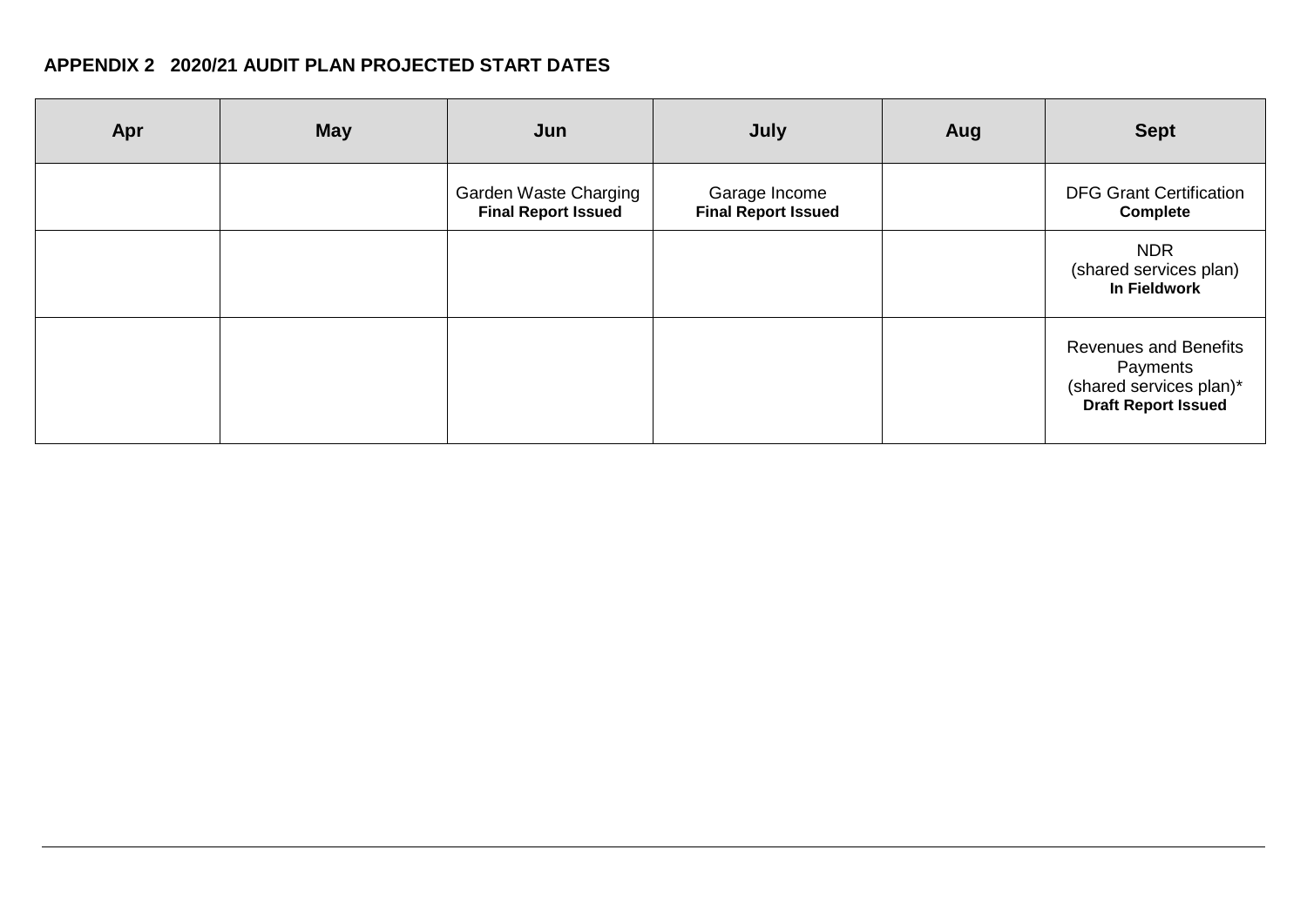**APPENDIX 2 2020/21 AUDIT PLAN PROJECTED START DATES**

| Apr | May | Jun | July | Aug | Sept |
|---|---|---|---|---|---|
| | | Garden Waste Charging **Final Report Issued** | Garage Income **Final Report Issued** | | DFG Grant Certification **Complete** |
| | | | | | NDR (shared services plan) **In Fieldwork** |
| | | | | | Revenues and Benefits Payments (shared services plan)* **Draft Report Issued** |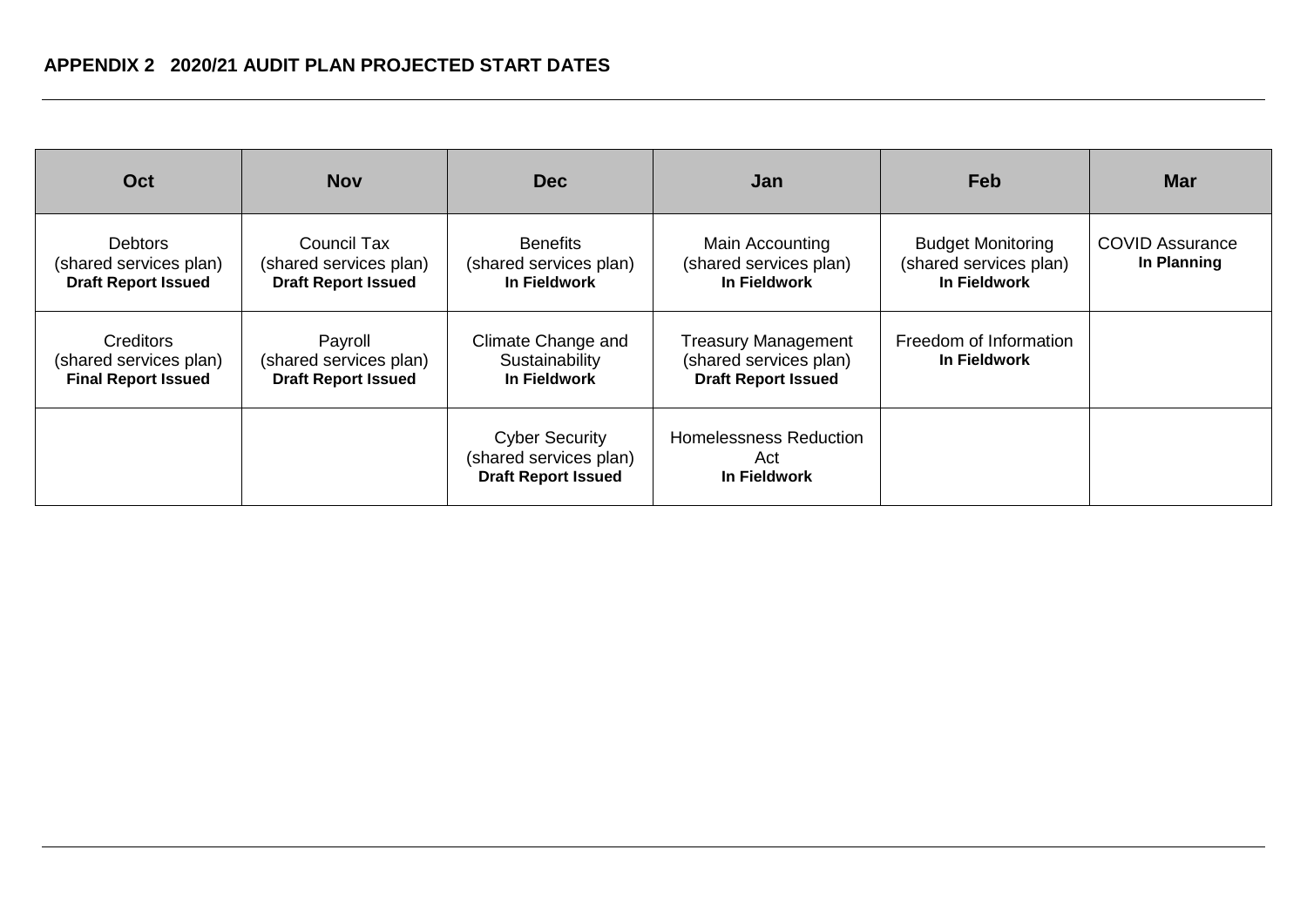### APPENDIX 2   2020/21 AUDIT PLAN PROJECTED START DATES

| Oct | Nov | Dec | Jan | Feb | Mar |
|---|---|---|---|---|---|
| Debtors (shared services plan) **Draft Report Issued** | Council Tax (shared services plan) **Draft Report Issued** | Benefits (shared services plan) **In Fieldwork** | Main Accounting (shared services plan) **In Fieldwork** | Budget Monitoring (shared services plan) **In Fieldwork** | COVID Assurance **In Planning** |
| Creditors (shared services plan) **Final Report Issued** | Payroll (shared services plan) **Draft Report Issued** | Climate Change and Sustainability **In Fieldwork** | Treasury Management (shared services plan) **Draft Report Issued** | Freedom of Information **In Fieldwork** | |
| | | Cyber Security (shared services plan) **Draft Report Issued** | Homelessness Reduction Act **In Fieldwork** | | |